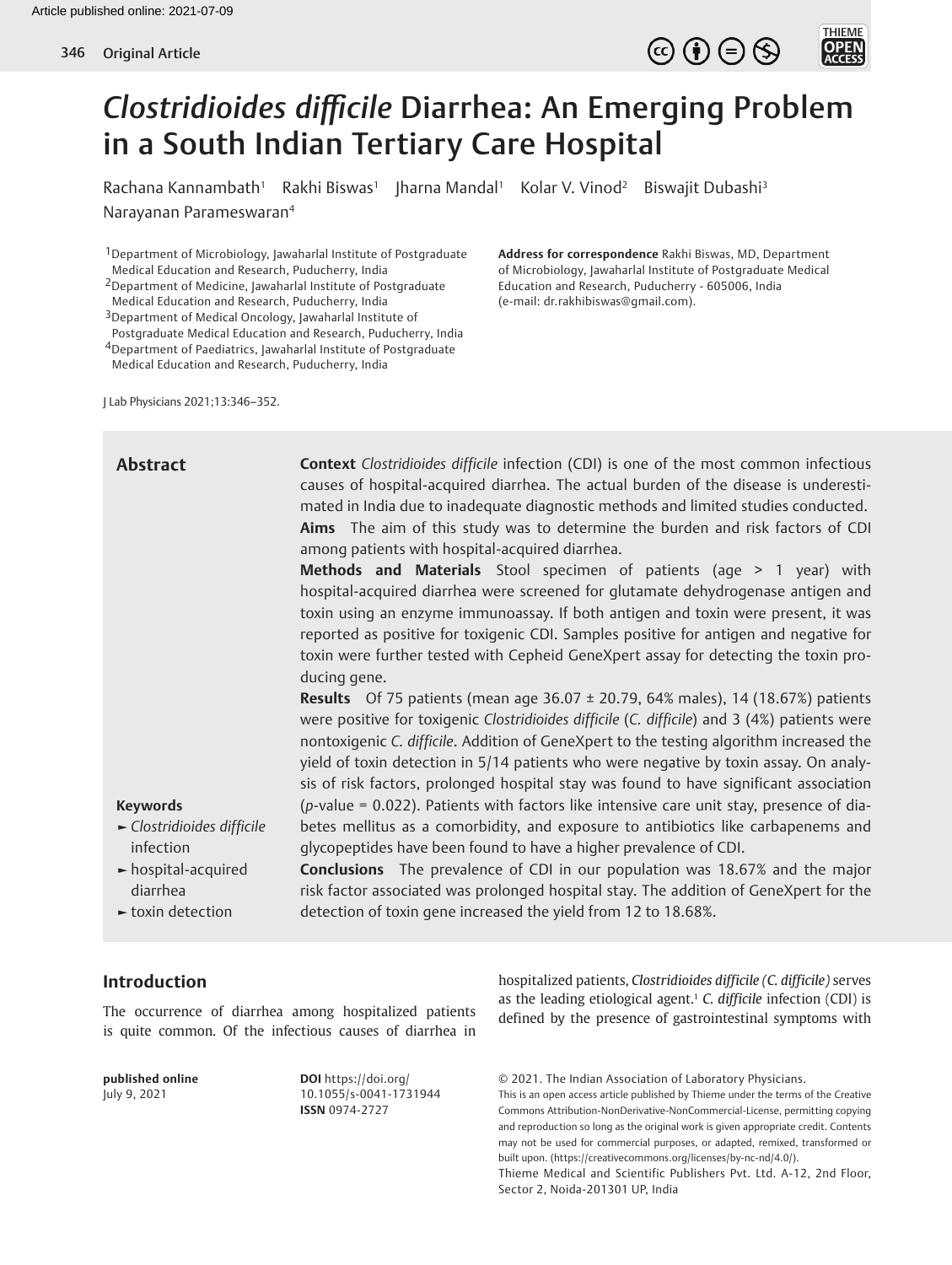# *Clostridioides difficile* Diarrhea: An Emerging Problem in a South Indian Tertiary Care Hospital

Rachana Kannambath[1] Rakhi Biswas[1] Jharna Mandal[1] Kolar V. Vinod[2] Biswajit Dubashi[3] Narayanan Parameswaran[4]

[1]Department of Microbiology, Jawaharlal Institute of Postgraduate Medical Education and Research, Puducherry, India
[2]Department of Medicine, Jawaharlal Institute of Postgraduate Medical Education and Research, Puducherry, India
[3]Department of Medical Oncology, Jawaharlal Institute of Postgraduate Medical Education and Research, Puducherry, India
[4]Department of Paediatrics, Jawaharlal Institute of Postgraduate Medical Education and Research, Puducherry, India

**Address for correspondence** Rakhi Biswas, MD, Department of Microbiology, Jawaharlal Institute of Postgraduate Medical Education and Research, Puducherry - 605006, India (e-mail: dr.rakhibiswas@gmail.com).

## Abstract

**Context** *Clostridioides difficile* infection (CDI) is one of the most common infectious causes of hospital-acquired diarrhea. The actual burden of the disease is underestimated in India due to inadequate diagnostic methods and limited studies conducted.

**Aims** The aim of this study was to determine the burden and risk factors of CDI among patients with hospital-acquired diarrhea.

**Methods and Materials** Stool specimen of patients (age > 1 year) with hospital-acquired diarrhea were screened for glutamate dehydrogenase antigen and toxin using an enzyme immunoassay. If both antigen and toxin were present, it was reported as positive for toxigenic CDI. Samples positive for antigen and negative for toxin were further tested with Cepheid GeneXpert assay for detecting the toxin producing gene.

**Results** Of 75 patients (mean age 36.07 ± 20.79, 64% males), 14 (18.67%) patients were positive for toxigenic *Clostridioides difficile* (*C. difficile*) and 3 (4%) patients were nontoxigenic *C. difficile*. Addition of GeneXpert to the testing algorithm increased the yield of toxin detection in 5/14 patients who were negative by toxin assay. On analysis of risk factors, prolonged hospital stay was found to have significant association (*p*-value = 0.022). Patients with factors like intensive care unit stay, presence of diabetes mellitus as a comorbidity, and exposure to antibiotics like carbapenems and glycopeptides have been found to have a higher prevalence of CDI.

**Conclusions** The prevalence of CDI in our population was 18.67% and the major risk factor associated was prolonged hospital stay. The addition of GeneXpert for the detection of toxin gene increased the yield from 12 to 18.68%.

**Keywords**
- *Clostridioides difficile* infection
- hospital-acquired diarrhea
- toxin detection

## Introduction

The occurrence of diarrhea among hospitalized patients is quite common. Of the infectious causes of diarrhea in hospitalized patients, *Clostridioides difficile (C. difficile)* serves as the leading etiological agent.[1] *C. difficile* infection (CDI) is defined by the presence of gastrointestinal symptoms with

**published online** July 9, 2021

**DOI** https://doi.org/10.1055/s-0041-1731944
**ISSN** 0974-2727

© 2021. The Indian Association of Laboratory Physicians.
This is an open access article published by Thieme under the terms of the Creative Commons Attribution-NonDerivative-NonCommercial-License, permitting copying and reproduction so long as the original work is given appropriate credit. Contents may not be used for commercial purposes, or adapted, remixed, transformed or built upon. (https://creativecommons.org/licenses/by-nc-nd/4.0/).
Thieme Medical and Scientific Publishers Pvt. Ltd. A-12, 2nd Floor, Sector 2, Noida-201301 UP, India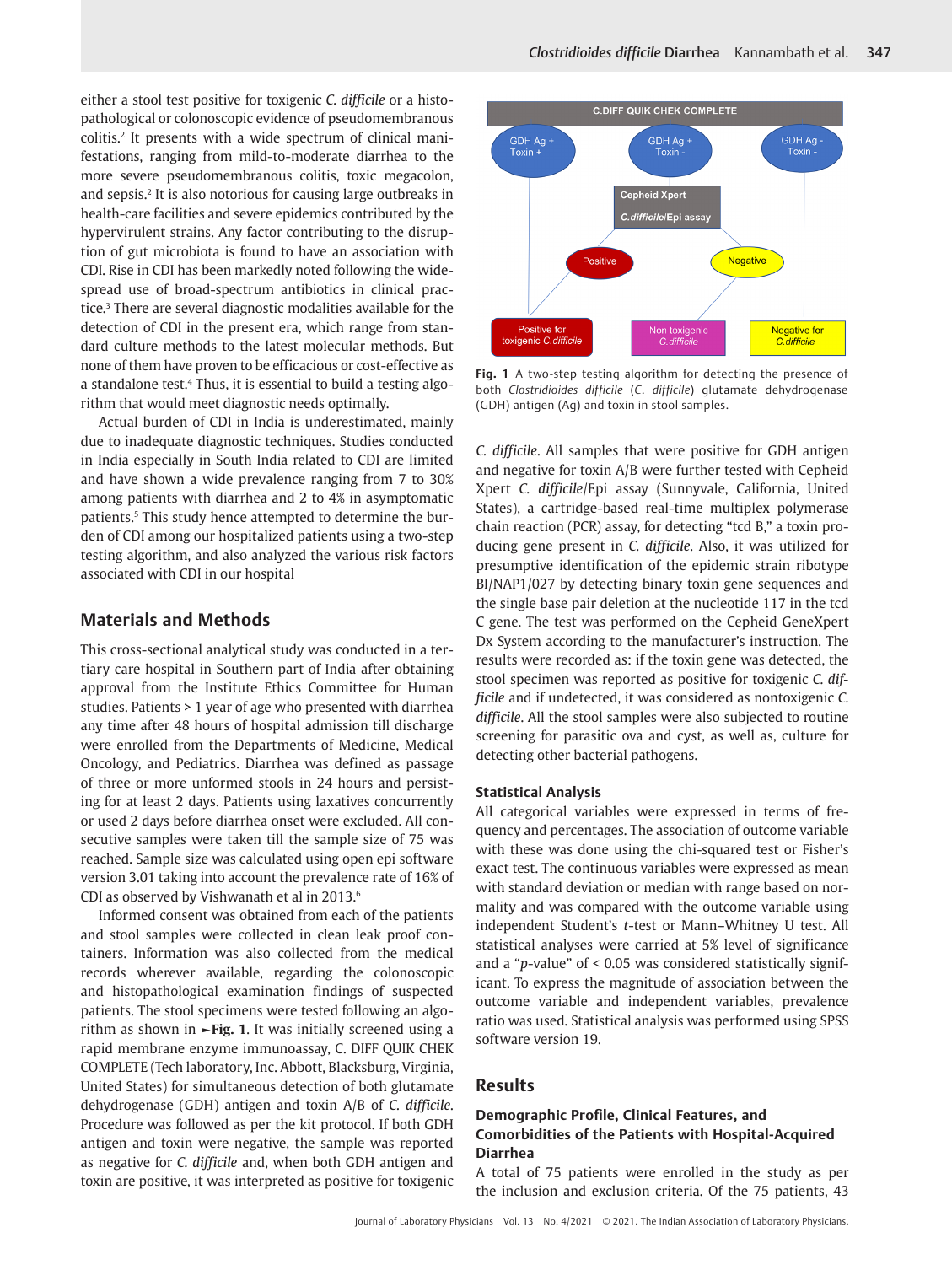either a stool test positive for toxigenic *C. difficile* or a histopathological or colonoscopic evidence of pseudomembranous colitis.[2] It presents with a wide spectrum of clinical manifestations, ranging from mild-to-moderate diarrhea to the more severe pseudomembranous colitis, toxic megacolon, and sepsis.[2] It is also notorious for causing large outbreaks in health-care facilities and severe epidemics contributed by the hypervirulent strains. Any factor contributing to the disruption of gut microbiota is found to have an association with CDI. Rise in CDI has been markedly noted following the widespread use of broad-spectrum antibiotics in clinical practice.[3] There are several diagnostic modalities available for the detection of CDI in the present era, which range from standard culture methods to the latest molecular methods. But none of them have proven to be efficacious or cost-effective as a standalone test.[4] Thus, it is essential to build a testing algorithm that would meet diagnostic needs optimally.

Actual burden of CDI in India is underestimated, mainly due to inadequate diagnostic techniques. Studies conducted in India especially in South India related to CDI are limited and have shown a wide prevalence ranging from 7 to 30% among patients with diarrhea and 2 to 4% in asymptomatic patients.[5] This study hence attempted to determine the burden of CDI among our hospitalized patients using a two-step testing algorithm, and also analyzed the various risk factors associated with CDI in our hospital

## Materials and Methods

This cross-sectional analytical study was conducted in a tertiary care hospital in Southern part of India after obtaining approval from the Institute Ethics Committee for Human studies. Patients > 1 year of age who presented with diarrhea any time after 48 hours of hospital admission till discharge were enrolled from the Departments of Medicine, Medical Oncology, and Pediatrics. Diarrhea was defined as passage of three or more unformed stools in 24 hours and persisting for at least 2 days. Patients using laxatives concurrently or used 2 days before diarrhea onset were excluded. All consecutive samples were taken till the sample size of 75 was reached. Sample size was calculated using open epi software version 3.01 taking into account the prevalence rate of 16% of CDI as observed by Vishwanath et al in 2013.[6]

Informed consent was obtained from each of the patients and stool samples were collected in clean leak proof containers. Information was also collected from the medical records wherever available, regarding the colonoscopic and histopathological examination findings of suspected patients. The stool specimens were tested following an algorithm as shown in ►**Fig. 1**. It was initially screened using a rapid membrane enzyme immunoassay, C. DIFF QUIK CHEK COMPLETE (Tech laboratory, Inc. Abbott, Blacksburg, Virginia, United States) for simultaneous detection of both glutamate dehydrogenase (GDH) antigen and toxin A/B of *C. difficile*. Procedure was followed as per the kit protocol. If both GDH antigen and toxin were negative, the sample was reported as negative for *C. difficile* and, when both GDH antigen and toxin are positive, it was interpreted as positive for toxigenic *C. difficile*. All samples that were positive for GDH antigen and negative for toxin A/B were further tested with Cepheid Xpert *C. difficile*/Epi assay (Sunnyvale, California, United States), a cartridge-based real-time multiplex polymerase chain reaction (PCR) assay, for detecting "tcd B," a toxin producing gene present in *C. difficile*. Also, it was utilized for presumptive identification of the epidemic strain ribotype BI/NAP1/027 by detecting binary toxin gene sequences and the single base pair deletion at the nucleotide 117 in the tcd C gene. The test was performed on the Cepheid GeneXpert Dx System according to the manufacturer's instruction. The results were recorded as: if the toxin gene was detected, the stool specimen was reported as positive for toxigenic *C. difficile* and if undetected, it was considered as nontoxigenic *C. difficile*. All the stool samples were also subjected to routine screening for parasitic ova and cyst, as well as, culture for detecting other bacterial pathogens.

C.DIFF QUIK CHEK COMPLETE
- GDH Ag + Toxin + → Positive for toxigenic *C.difficile*
- GDH Ag + Toxin − → Cepheid Xpert *C.difficile*/Epi assay
  - Positive → Positive for toxigenic *C.difficile*
  - Negative → Non toxigenic *C.difficile*
- GDH Ag − Toxin − → Negative for *C.difficile*

**Fig. 1** A two-step testing algorithm for detecting the presence of both *Clostridioides difficile* (*C. difficile*) glutamate dehydrogenase (GDH) antigen (Ag) and toxin in stool samples.

### Statistical Analysis

All categorical variables were expressed in terms of frequency and percentages. The association of outcome variable with these was done using the chi-squared test or Fisher's exact test. The continuous variables were expressed as mean with standard deviation or median with range based on normality and was compared with the outcome variable using independent Student's *t*-test or Mann–Whitney U test. All statistical analyses were carried at 5% level of significance and a "*p*-value" of < 0.05 was considered statistically significant. To express the magnitude of association between the outcome variable and independent variables, prevalence ratio was used. Statistical analysis was performed using SPSS software version 19.

## Results

### Demographic Profile, Clinical Features, and Comorbidities of the Patients with Hospital-Acquired Diarrhea

A total of 75 patients were enrolled in the study as per the inclusion and exclusion criteria. Of the 75 patients, 43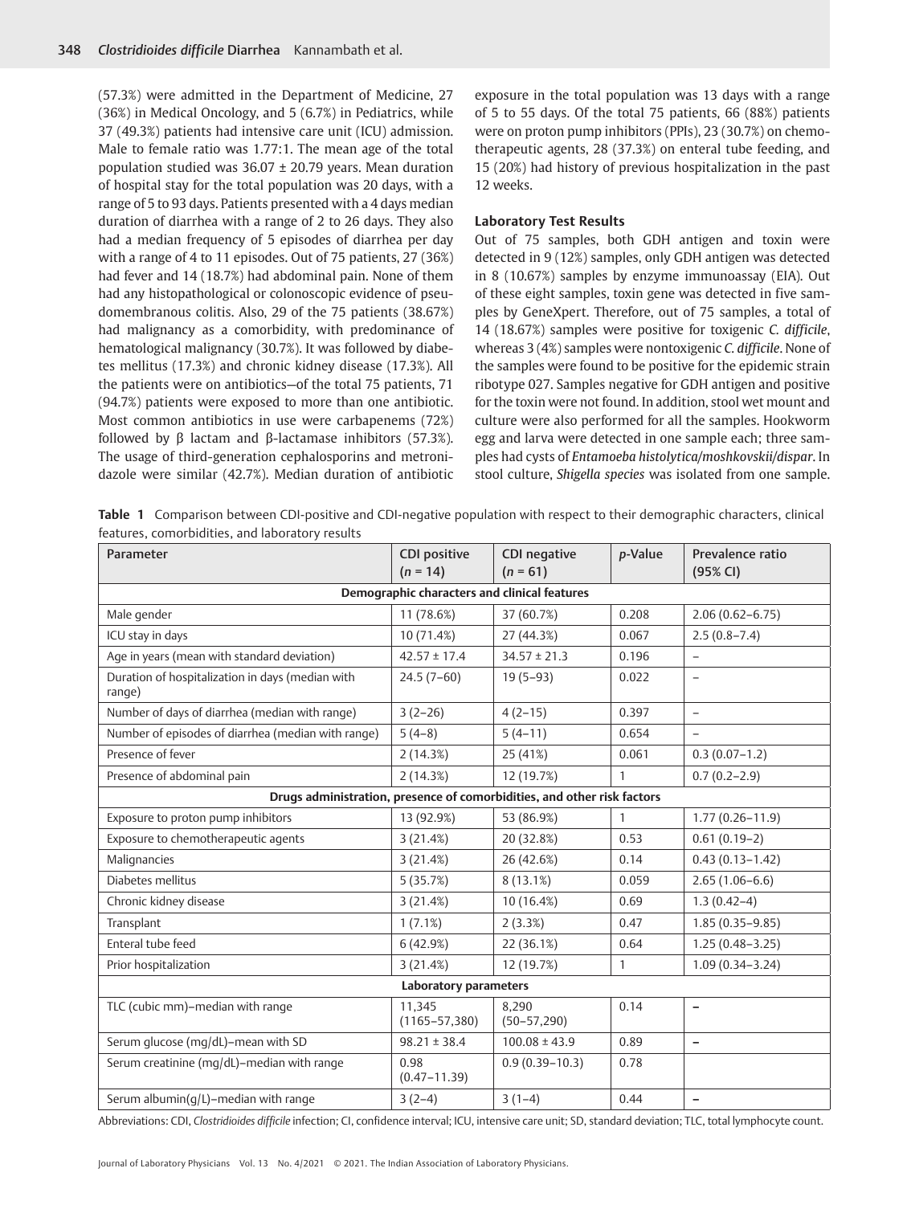(57.3%) were admitted in the Department of Medicine, 27 (36%) in Medical Oncology, and 5 (6.7%) in Pediatrics, while 37 (49.3%) patients had intensive care unit (ICU) admission. Male to female ratio was 1.77:1. The mean age of the total population studied was 36.07 ± 20.79 years. Mean duration of hospital stay for the total population was 20 days, with a range of 5 to 93 days. Patients presented with a 4 days median duration of diarrhea with a range of 2 to 26 days. They also had a median frequency of 5 episodes of diarrhea per day with a range of 4 to 11 episodes. Out of 75 patients, 27 (36%) had fever and 14 (18.7%) had abdominal pain. None of them had any histopathological or colonoscopic evidence of pseudomembranous colitis. Also, 29 of the 75 patients (38.67%) had malignancy as a comorbidity, with predominance of hematological malignancy (30.7%). It was followed by diabetes mellitus (17.3%) and chronic kidney disease (17.3%). All the patients were on antibiotics—of the total 75 patients, 71 (94.7%) patients were exposed to more than one antibiotic. Most common antibiotics in use were carbapenems (72%) followed by β lactam and β-lactamase inhibitors (57.3%). The usage of third-generation cephalosporins and metronidazole were similar (42.7%). Median duration of antibiotic exposure in the total population was 13 days with a range of 5 to 55 days. Of the total 75 patients, 66 (88%) patients were on proton pump inhibitors (PPIs), 23 (30.7%) on chemotherapeutic agents, 28 (37.3%) on enteral tube feeding, and 15 (20%) had history of previous hospitalization in the past 12 weeks.

### Laboratory Test Results

Out of 75 samples, both GDH antigen and toxin were detected in 9 (12%) samples, only GDH antigen was detected in 8 (10.67%) samples by enzyme immunoassay (EIA). Out of these eight samples, toxin gene was detected in five samples by GeneXpert. Therefore, out of 75 samples, a total of 14 (18.67%) samples were positive for toxigenic *C. difficile*, whereas 3 (4%) samples were nontoxigenic *C. difficile*. None of the samples were found to be positive for the epidemic strain ribotype 027. Samples negative for GDH antigen and positive for the toxin were not found. In addition, stool wet mount and culture were also performed for all the samples. Hookworm egg and larva were detected in one sample each; three samples had cysts of *Entamoeba histolytica/moshkovskii/dispar*. In stool culture, *Shigella species* was isolated from one sample.

**Table 1** Comparison between CDI-positive and CDI-negative population with respect to their demographic characters, clinical features, comorbidities, and laboratory results

| Parameter | CDI positive ($n$ = 14) | CDI negative ($n$ = 61) | $p$-Value | Prevalence ratio (95% CI) |
|---|---|---|---|---|
| **Demographic characters and clinical features** | | | | |
| Male gender | 11 (78.6%) | 37 (60.7%) | 0.208 | 2.06 (0.62–6.75) |
| ICU stay in days | 10 (71.4%) | 27 (44.3%) | 0.067 | 2.5 (0.8–7.4) |
| Age in years (mean with standard deviation) | 42.57 ± 17.4 | 34.57 ± 21.3 | 0.196 | – |
| Duration of hospitalization in days (median with range) | 24.5 (7–60) | 19 (5–93) | 0.022 | – |
| Number of days of diarrhea (median with range) | 3 (2–26) | 4 (2–15) | 0.397 | – |
| Number of episodes of diarrhea (median with range) | 5 (4–8) | 5 (4–11) | 0.654 | – |
| Presence of fever | 2 (14.3%) | 25 (41%) | 0.061 | 0.3 (0.07–1.2) |
| Presence of abdominal pain | 2 (14.3%) | 12 (19.7%) | 1 | 0.7 (0.2–2.9) |
| **Drugs administration, presence of comorbidities, and other risk factors** | | | | |
| Exposure to proton pump inhibitors | 13 (92.9%) | 53 (86.9%) | 1 | 1.77 (0.26–11.9) |
| Exposure to chemotherapeutic agents | 3 (21.4%) | 20 (32.8%) | 0.53 | 0.61 (0.19–2) |
| Malignancies | 3 (21.4%) | 26 (42.6%) | 0.14 | 0.43 (0.13–1.42) |
| Diabetes mellitus | 5 (35.7%) | 8 (13.1%) | 0.059 | 2.65 (1.06–6.6) |
| Chronic kidney disease | 3 (21.4%) | 10 (16.4%) | 0.69 | 1.3 (0.42–4) |
| Transplant | 1 (7.1%) | 2 (3.3%) | 0.47 | 1.85 (0.35–9.85) |
| Enteral tube feed | 6 (42.9%) | 22 (36.1%) | 0.64 | 1.25 (0.48–3.25) |
| Prior hospitalization | 3 (21.4%) | 12 (19.7%) | 1 | 1.09 (0.34–3.24) |
| **Laboratory parameters** | | | | |
| TLC (cubic mm)–median with range | 11,345 (1165–57,380) | 8,290 (50–57,290) | 0.14 | – |
| Serum glucose (mg/dL)–mean with SD | 98.21 ± 38.4 | 100.08 ± 43.9 | 0.89 | – |
| Serum creatinine (mg/dL)–median with range | 0.98 (0.47–11.39) | 0.9 (0.39–10.3) | 0.78 | |
| Serum albumin(g/L)–median with range | 3 (2–4) | 3 (1–4) | 0.44 | – |

Abbreviations: CDI, *Clostridioides difficile* infection; CI, confidence interval; ICU, intensive care unit; SD, standard deviation; TLC, total lymphocyte count.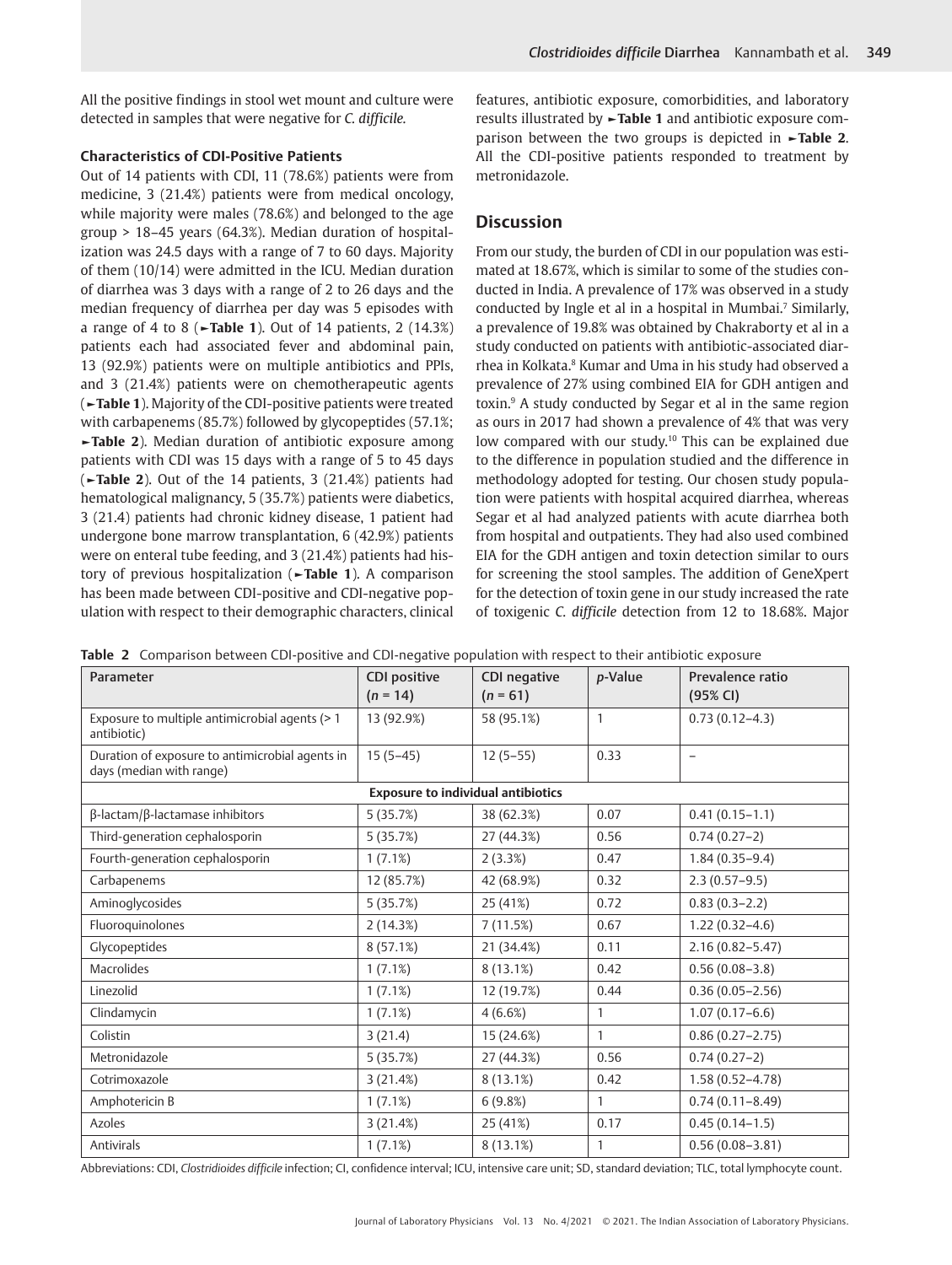All the positive findings in stool wet mount and culture were detected in samples that were negative for *C. difficile*.

### Characteristics of CDI-Positive Patients

Out of 14 patients with CDI, 11 (78.6%) patients were from medicine, 3 (21.4%) patients were from medical oncology, while majority were males (78.6%) and belonged to the age group > 18–45 years (64.3%). Median duration of hospitalization was 24.5 days with a range of 7 to 60 days. Majority of them (10/14) were admitted in the ICU. Median duration of diarrhea was 3 days with a range of 2 to 26 days and the median frequency of diarrhea per day was 5 episodes with a range of 4 to 8 (►**Table 1**). Out of 14 patients, 2 (14.3%) patients each had associated fever and abdominal pain, 13 (92.9%) patients were on multiple antibiotics and PPIs, and 3 (21.4%) patients were on chemotherapeutic agents (►**Table 1**). Majority of the CDI-positive patients were treated with carbapenems (85.7%) followed by glycopeptides (57.1%; ►**Table 2**). Median duration of antibiotic exposure among patients with CDI was 15 days with a range of 5 to 45 days (►**Table 2**). Out of the 14 patients, 3 (21.4%) patients had hematological malignancy, 5 (35.7%) patients were diabetics, 3 (21.4) patients had chronic kidney disease, 1 patient had undergone bone marrow transplantation, 6 (42.9%) patients were on enteral tube feeding, and 3 (21.4%) patients had history of previous hospitalization (►**Table 1**). A comparison has been made between CDI-positive and CDI-negative population with respect to their demographic characters, clinical features, antibiotic exposure, comorbidities, and laboratory results illustrated by ►**Table 1** and antibiotic exposure comparison between the two groups is depicted in ►**Table 2**. All the CDI-positive patients responded to treatment by metronidazole.

## Discussion

From our study, the burden of CDI in our population was estimated at 18.67%, which is similar to some of the studies conducted in India. A prevalence of 17% was observed in a study conducted by Ingle et al in a hospital in Mumbai.[7] Similarly, a prevalence of 19.8% was obtained by Chakraborty et al in a study conducted on patients with antibiotic-associated diarrhea in Kolkata.[8] Kumar and Uma in his study had observed a prevalence of 27% using combined EIA for GDH antigen and toxin.[9] A study conducted by Segar et al in the same region as ours in 2017 had shown a prevalence of 4% that was very low compared with our study.[10] This can be explained due to the difference in population studied and the difference in methodology adopted for testing. Our chosen study population were patients with hospital acquired diarrhea, whereas Segar et al had analyzed patients with acute diarrhea both from hospital and outpatients. They had also used combined EIA for the GDH antigen and toxin detection similar to ours for screening the stool samples. The addition of GeneXpert for the detection of toxin gene in our study increased the rate of toxigenic *C. difficile* detection from 12 to 18.68%. Major

**Table 2** Comparison between CDI-positive and CDI-negative population with respect to their antibiotic exposure

| Parameter | CDI positive ($n$ = 14) | CDI negative ($n$ = 61) | $p$-Value | Prevalence ratio (95% CI) |
|---|---|---|---|---|
| Exposure to multiple antimicrobial agents (> 1 antibiotic) | 13 (92.9%) | 58 (95.1%) | 1 | 0.73 (0.12–4.3) |
| Duration of exposure to antimicrobial agents in days (median with range) | 15 (5–45) | 12 (5–55) | 0.33 | – |
| **Exposure to individual antibiotics** | | | | |
| β-lactam/β-lactamase inhibitors | 5 (35.7%) | 38 (62.3%) | 0.07 | 0.41 (0.15–1.1) |
| Third-generation cephalosporin | 5 (35.7%) | 27 (44.3%) | 0.56 | 0.74 (0.27–2) |
| Fourth-generation cephalosporin | 1 (7.1%) | 2 (3.3%) | 0.47 | 1.84 (0.35–9.4) |
| Carbapenems | 12 (85.7%) | 42 (68.9%) | 0.32 | 2.3 (0.57–9.5) |
| Aminoglycosides | 5 (35.7%) | 25 (41%) | 0.72 | 0.83 (0.3–2.2) |
| Fluoroquinolones | 2 (14.3%) | 7 (11.5%) | 0.67 | 1.22 (0.32–4.6) |
| Glycopeptides | 8 (57.1%) | 21 (34.4%) | 0.11 | 2.16 (0.82–5.47) |
| Macrolides | 1 (7.1%) | 8 (13.1%) | 0.42 | 0.56 (0.08–3.8) |
| Linezolid | 1 (7.1%) | 12 (19.7%) | 0.44 | 0.36 (0.05–2.56) |
| Clindamycin | 1 (7.1%) | 4 (6.6%) | 1 | 1.07 (0.17–6.6) |
| Colistin | 3 (21.4) | 15 (24.6%) | 1 | 0.86 (0.27–2.75) |
| Metronidazole | 5 (35.7%) | 27 (44.3%) | 0.56 | 0.74 (0.27–2) |
| Cotrimoxazole | 3 (21.4%) | 8 (13.1%) | 0.42 | 1.58 (0.52–4.78) |
| Amphotericin B | 1 (7.1%) | 6 (9.8%) | 1 | 0.74 (0.11–8.49) |
| Azoles | 3 (21.4%) | 25 (41%) | 0.17 | 0.45 (0.14–1.5) |
| Antivirals | 1 (7.1%) | 8 (13.1%) | 1 | 0.56 (0.08–3.81) |

Abbreviations: CDI, *Clostridioides difficile* infection; CI, confidence interval; ICU, intensive care unit; SD, standard deviation; TLC, total lymphocyte count.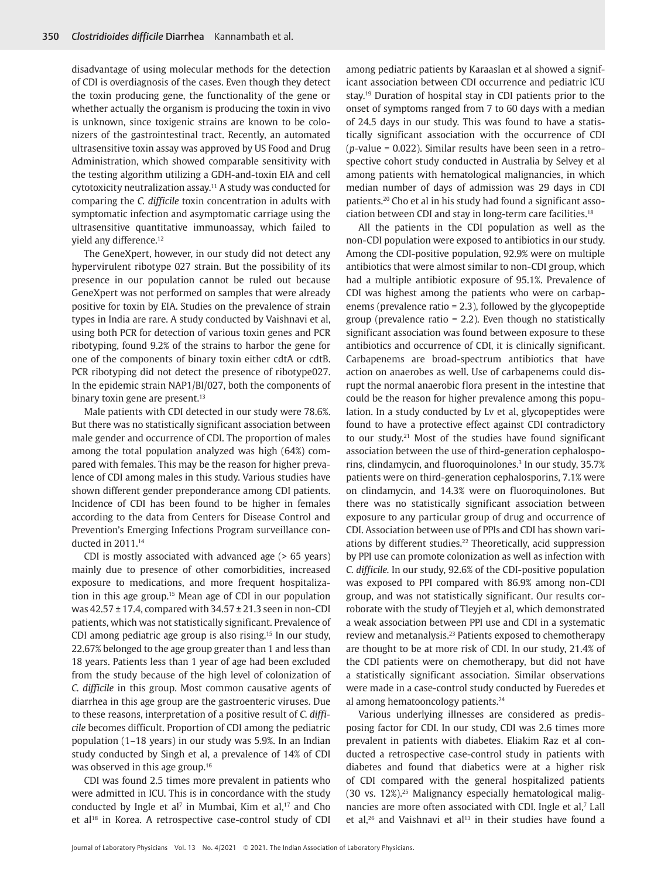disadvantage of using molecular methods for the detection of CDI is overdiagnosis of the cases. Even though they detect the toxin producing gene, the functionality of the gene or whether actually the organism is producing the toxin in vivo is unknown, since toxigenic strains are known to be colonizers of the gastrointestinal tract. Recently, an automated ultrasensitive toxin assay was approved by US Food and Drug Administration, which showed comparable sensitivity with the testing algorithm utilizing a GDH-and-toxin EIA and cell cytotoxicity neutralization assay.[11] A study was conducted for comparing the *C. difficile* toxin concentration in adults with symptomatic infection and asymptomatic carriage using the ultrasensitive quantitative immunoassay, which failed to yield any difference.[12]

The GeneXpert, however, in our study did not detect any hypervirulent ribotype 027 strain. But the possibility of its presence in our population cannot be ruled out because GeneXpert was not performed on samples that were already positive for toxin by EIA. Studies on the prevalence of strain types in India are rare. A study conducted by Vaishnavi et al, using both PCR for detection of various toxin genes and PCR ribotyping, found 9.2% of the strains to harbor the gene for one of the components of binary toxin either cdtA or cdtB. PCR ribotyping did not detect the presence of ribotype027. In the epidemic strain NAP1/BI/027, both the components of binary toxin gene are present.[13]

Male patients with CDI detected in our study were 78.6%. But there was no statistically significant association between male gender and occurrence of CDI. The proportion of males among the total population analyzed was high (64%) compared with females. This may be the reason for higher prevalence of CDI among males in this study. Various studies have shown different gender preponderance among CDI patients. Incidence of CDI has been found to be higher in females according to the data from Centers for Disease Control and Prevention's Emerging Infections Program surveillance conducted in 2011.[14]

CDI is mostly associated with advanced age (> 65 years) mainly due to presence of other comorbidities, increased exposure to medications, and more frequent hospitalization in this age group.[15] Mean age of CDI in our population was 42.57 ± 17.4, compared with 34.57 ± 21.3 seen in non-CDI patients, which was not statistically significant. Prevalence of CDI among pediatric age group is also rising.[15] In our study, 22.67% belonged to the age group greater than 1 and less than 18 years. Patients less than 1 year of age had been excluded from the study because of the high level of colonization of *C. difficile* in this group. Most common causative agents of diarrhea in this age group are the gastroenteric viruses. Due to these reasons, interpretation of a positive result of *C. difficile* becomes difficult. Proportion of CDI among the pediatric population (1–18 years) in our study was 5.9%. In an Indian study conducted by Singh et al, a prevalence of 14% of CDI was observed in this age group.[16]

CDI was found 2.5 times more prevalent in patients who were admitted in ICU. This is in concordance with the study conducted by Ingle et al[7] in Mumbai, Kim et al,[17] and Cho et al[18] in Korea. A retrospective case-control study of CDI among pediatric patients by Karaaslan et al showed a significant association between CDI occurrence and pediatric ICU stay.[19] Duration of hospital stay in CDI patients prior to the onset of symptoms ranged from 7 to 60 days with a median of 24.5 days in our study. This was found to have a statistically significant association with the occurrence of CDI ($p$-value = 0.022). Similar results have been seen in a retrospective cohort study conducted in Australia by Selvey et al among patients with hematological malignancies, in which median number of days of admission was 29 days in CDI patients.[20] Cho et al in his study had found a significant association between CDI and stay in long-term care facilities.[18]

All the patients in the CDI population as well as the non-CDI population were exposed to antibiotics in our study. Among the CDI-positive population, 92.9% were on multiple antibiotics that were almost similar to non-CDI group, which had a multiple antibiotic exposure of 95.1%. Prevalence of CDI was highest among the patients who were on carbapenems (prevalence ratio = 2.3), followed by the glycopeptide group (prevalence ratio = 2.2). Even though no statistically significant association was found between exposure to these antibiotics and occurrence of CDI, it is clinically significant. Carbapenems are broad-spectrum antibiotics that have action on anaerobes as well. Use of carbapenems could disrupt the normal anaerobic flora present in the intestine that could be the reason for higher prevalence among this population. In a study conducted by Lv et al, glycopeptides were found to have a protective effect against CDI contradictory to our study.[21] Most of the studies have found significant association between the use of third-generation cephalosporins, clindamycin, and fluoroquinolones.[3] In our study, 35.7% patients were on third-generation cephalosporins, 7.1% were on clindamycin, and 14.3% were on fluoroquinolones. But there was no statistically significant association between exposure to any particular group of drug and occurrence of CDI. Association between use of PPIs and CDI has shown variations by different studies.[22] Theoretically, acid suppression by PPI use can promote colonization as well as infection with *C. difficile*. In our study, 92.6% of the CDI-positive population was exposed to PPI compared with 86.9% among non-CDI group, and was not statistically significant. Our results corroborate with the study of Tleyjeh et al, which demonstrated a weak association between PPI use and CDI in a systematic review and metanalysis.[23] Patients exposed to chemotherapy are thought to be at more risk of CDI. In our study, 21.4% of the CDI patients were on chemotherapy, but did not have a statistically significant association. Similar observations were made in a case-control study conducted by Fueredes et al among hematooncology patients.[24]

Various underlying illnesses are considered as predisposing factor for CDI. In our study, CDI was 2.6 times more prevalent in patients with diabetes. Eliakim Raz et al conducted a retrospective case-control study in patients with diabetes and found that diabetics were at a higher risk of CDI compared with the general hospitalized patients (30 vs. 12%).[25] Malignancy especially hematological malignancies are more often associated with CDI. Ingle et al,[7] Lall et al,[26] and Vaishnavi et al[13] in their studies have found a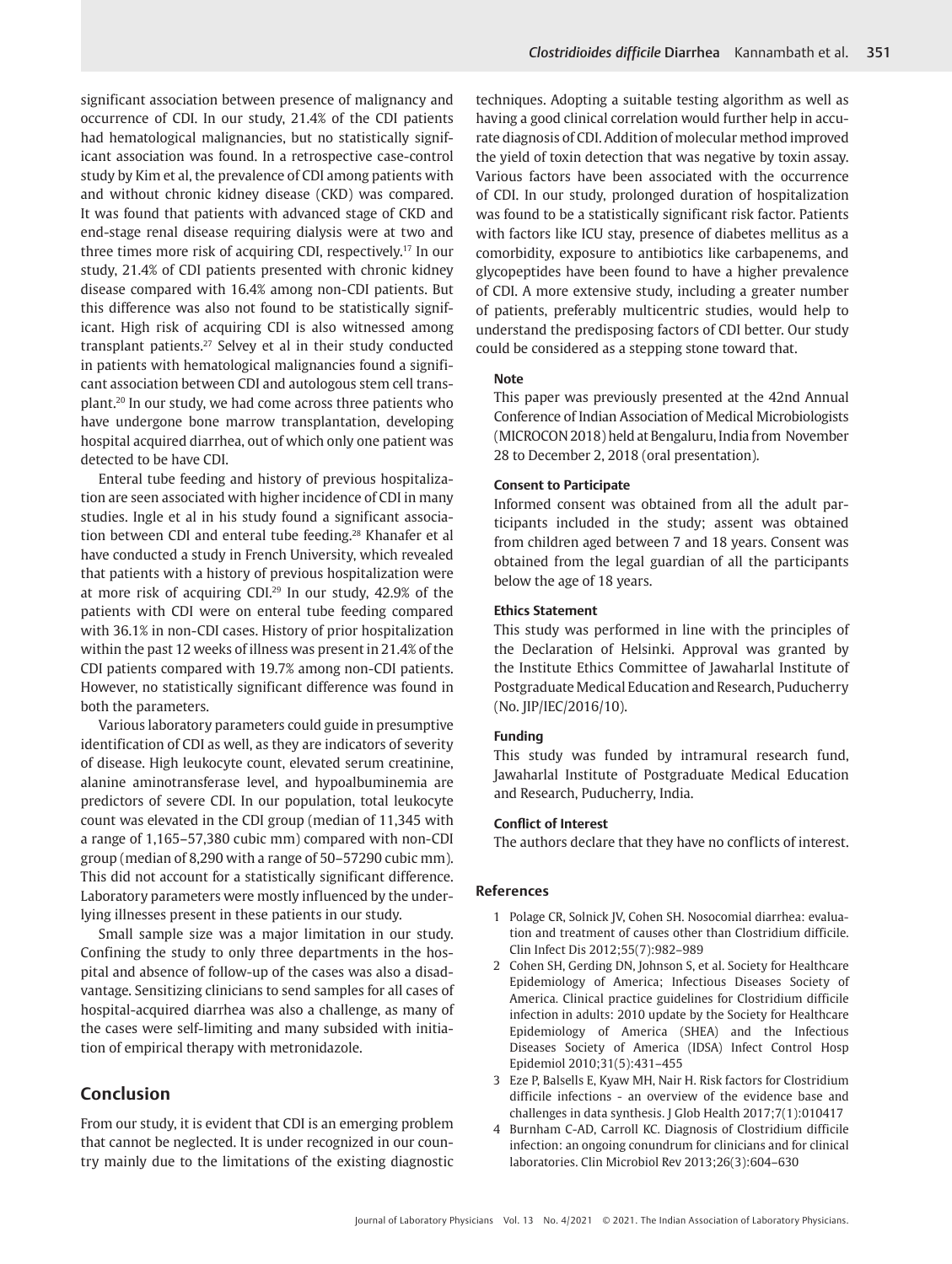significant association between presence of malignancy and occurrence of CDI. In our study, 21.4% of the CDI patients had hematological malignancies, but no statistically significant association was found. In a retrospective case-control study by Kim et al, the prevalence of CDI among patients with and without chronic kidney disease (CKD) was compared. It was found that patients with advanced stage of CKD and end-stage renal disease requiring dialysis were at two and three times more risk of acquiring CDI, respectively.[17] In our study, 21.4% of CDI patients presented with chronic kidney disease compared with 16.4% among non-CDI patients. But this difference was also not found to be statistically significant. High risk of acquiring CDI is also witnessed among transplant patients.[27] Selvey et al in their study conducted in patients with hematological malignancies found a significant association between CDI and autologous stem cell transplant.[20] In our study, we had come across three patients who have undergone bone marrow transplantation, developing hospital acquired diarrhea, out of which only one patient was detected to be have CDI.

Enteral tube feeding and history of previous hospitalization are seen associated with higher incidence of CDI in many studies. Ingle et al in his study found a significant association between CDI and enteral tube feeding.[28] Khanafer et al have conducted a study in French University, which revealed that patients with a history of previous hospitalization were at more risk of acquiring CDI.[29] In our study, 42.9% of the patients with CDI were on enteral tube feeding compared with 36.1% in non-CDI cases. History of prior hospitalization within the past 12 weeks of illness was present in 21.4% of the CDI patients compared with 19.7% among non-CDI patients. However, no statistically significant difference was found in both the parameters.

Various laboratory parameters could guide in presumptive identification of CDI as well, as they are indicators of severity of disease. High leukocyte count, elevated serum creatinine, alanine aminotransferase level, and hypoalbuminemia are predictors of severe CDI. In our population, total leukocyte count was elevated in the CDI group (median of 11,345 with a range of 1,165–57,380 cubic mm) compared with non-CDI group (median of 8,290 with a range of 50–57290 cubic mm). This did not account for a statistically significant difference. Laboratory parameters were mostly influenced by the underlying illnesses present in these patients in our study.

Small sample size was a major limitation in our study. Confining the study to only three departments in the hospital and absence of follow-up of the cases was also a disadvantage. Sensitizing clinicians to send samples for all cases of hospital-acquired diarrhea was also a challenge, as many of the cases were self-limiting and many subsided with initiation of empirical therapy with metronidazole.

## Conclusion

From our study, it is evident that CDI is an emerging problem that cannot be neglected. It is under recognized in our country mainly due to the limitations of the existing diagnostic techniques. Adopting a suitable testing algorithm as well as having a good clinical correlation would further help in accurate diagnosis of CDI. Addition of molecular method improved the yield of toxin detection that was negative by toxin assay. Various factors have been associated with the occurrence of CDI. In our study, prolonged duration of hospitalization was found to be a statistically significant risk factor. Patients with factors like ICU stay, presence of diabetes mellitus as a comorbidity, exposure to antibiotics like carbapenems, and glycopeptides have been found to have a higher prevalence of CDI. A more extensive study, including a greater number of patients, preferably multicentric studies, would help to understand the predisposing factors of CDI better. Our study could be considered as a stepping stone toward that.

#### Note

This paper was previously presented at the 42nd Annual Conference of Indian Association of Medical Microbiologists (MICROCON 2018) held at Bengaluru, India from November 28 to December 2, 2018 (oral presentation).

#### Consent to Participate

Informed consent was obtained from all the adult participants included in the study; assent was obtained from children aged between 7 and 18 years. Consent was obtained from the legal guardian of all the participants below the age of 18 years.

#### Ethics Statement

This study was performed in line with the principles of the Declaration of Helsinki. Approval was granted by the Institute Ethics Committee of Jawaharlal Institute of Postgraduate Medical Education and Research, Puducherry (No. JIP/IEC/2016/10).

#### Funding

This study was funded by intramural research fund, Jawaharlal Institute of Postgraduate Medical Education and Research, Puducherry, India.

#### Conflict of Interest

The authors declare that they have no conflicts of interest.

### References

1. Polage CR, Solnick JV, Cohen SH. Nosocomial diarrhea: evaluation and treatment of causes other than Clostridium difficile. Clin Infect Dis 2012;55(7):982–989
2. Cohen SH, Gerding DN, Johnson S, et al. Society for Healthcare Epidemiology of America; Infectious Diseases Society of America. Clinical practice guidelines for Clostridium difficile infection in adults: 2010 update by the Society for Healthcare Epidemiology of America (SHEA) and the Infectious Diseases Society of America (IDSA) Infect Control Hosp Epidemiol 2010;31(5):431–455
3. Eze P, Balsells E, Kyaw MH, Nair H. Risk factors for Clostridium difficile infections - an overview of the evidence base and challenges in data synthesis. J Glob Health 2017;7(1):010417
4. Burnham C-AD, Carroll KC. Diagnosis of Clostridium difficile infection: an ongoing conundrum for clinicians and for clinical laboratories. Clin Microbiol Rev 2013;26(3):604–630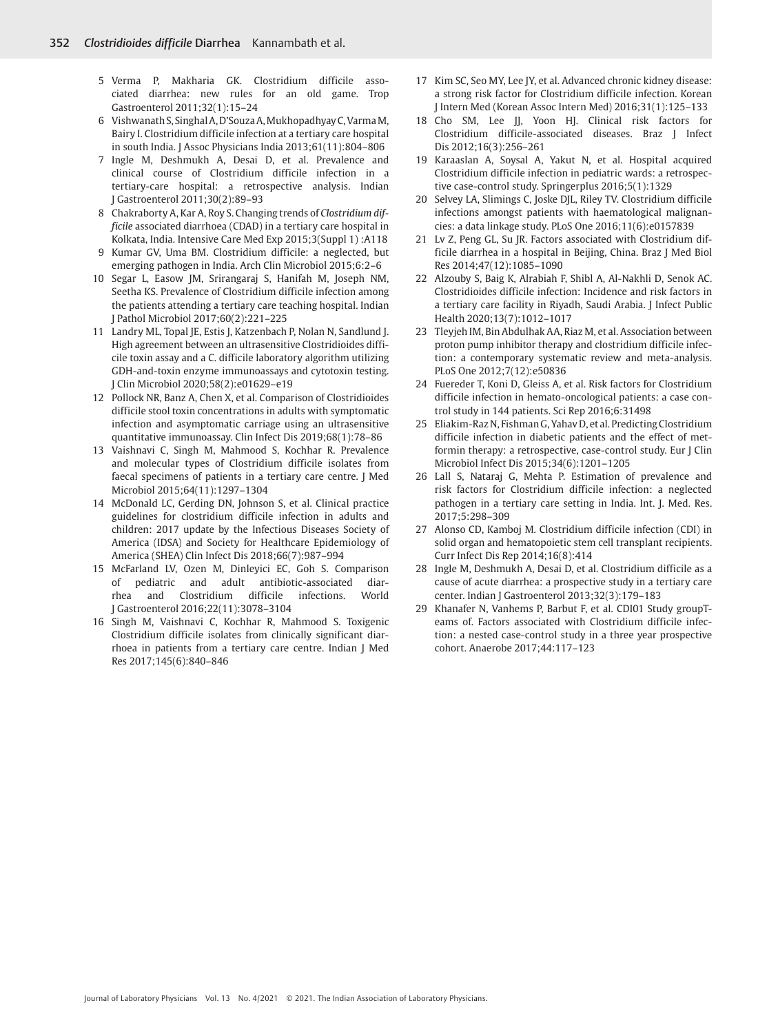5 Verma P, Makharia GK. Clostridium difficile associated diarrhea: new rules for an old game. Trop Gastroenterol 2011;32(1):15–24

6 Vishwanath S, Singhal A, D'Souza A, Mukhopadhyay C, Varma M, Bairy I. Clostridium difficile infection at a tertiary care hospital in south India. J Assoc Physicians India 2013;61(11):804–806

7 Ingle M, Deshmukh A, Desai D, et al. Prevalence and clinical course of Clostridium difficile infection in a tertiary-care hospital: a retrospective analysis. Indian J Gastroenterol 2011;30(2):89–93

8 Chakraborty A, Kar A, Roy S. Changing trends of *Clostridium difficile* associated diarrhoea (CDAD) in a tertiary care hospital in Kolkata, India. Intensive Care Med Exp 2015;3(Suppl 1) :A118

9 Kumar GV, Uma BM. Clostridium difficile: a neglected, but emerging pathogen in India. Arch Clin Microbiol 2015;6:2–6

10 Segar L, Easow JM, Srirangaraj S, Hanifah M, Joseph NM, Seetha KS. Prevalence of Clostridium difficile infection among the patients attending a tertiary care teaching hospital. Indian J Pathol Microbiol 2017;60(2):221–225

11 Landry ML, Topal JE, Estis J, Katzenbach P, Nolan N, Sandlund J. High agreement between an ultrasensitive Clostridioides difficile toxin assay and a C. difficile laboratory algorithm utilizing GDH-and-toxin enzyme immunoassays and cytotoxin testing. J Clin Microbiol 2020;58(2):e01629–e19

12 Pollock NR, Banz A, Chen X, et al. Comparison of Clostridioides difficile stool toxin concentrations in adults with symptomatic infection and asymptomatic carriage using an ultrasensitive quantitative immunoassay. Clin Infect Dis 2019;68(1):78–86

13 Vaishnavi C, Singh M, Mahmood S, Kochhar R. Prevalence and molecular types of Clostridium difficile isolates from faecal specimens of patients in a tertiary care centre. J Med Microbiol 2015;64(11):1297–1304

14 McDonald LC, Gerding DN, Johnson S, et al. Clinical practice guidelines for clostridium difficile infection in adults and children: 2017 update by the Infectious Diseases Society of America (IDSA) and Society for Healthcare Epidemiology of America (SHEA) Clin Infect Dis 2018;66(7):987–994

15 McFarland LV, Ozen M, Dinleyici EC, Goh S. Comparison of pediatric and adult antibiotic-associated diarrhea and Clostridium difficile infections. World J Gastroenterol 2016;22(11):3078–3104

16 Singh M, Vaishnavi C, Kochhar R, Mahmood S. Toxigenic Clostridium difficile isolates from clinically significant diarrhoea in patients from a tertiary care centre. Indian J Med Res 2017;145(6):840–846

17 Kim SC, Seo MY, Lee JY, et al. Advanced chronic kidney disease: a strong risk factor for Clostridium difficile infection. Korean J Intern Med (Korean Assoc Intern Med) 2016;31(1):125–133

18 Cho SM, Lee JJ, Yoon HJ. Clinical risk factors for Clostridium difficile-associated diseases. Braz J Infect Dis 2012;16(3):256–261

19 Karaaslan A, Soysal A, Yakut N, et al. Hospital acquired Clostridium difficile infection in pediatric wards: a retrospective case-control study. Springerplus 2016;5(1):1329

20 Selvey LA, Slimings C, Joske DJL, Riley TV. Clostridium difficile infections amongst patients with haematological malignancies: a data linkage study. PLoS One 2016;11(6):e0157839

21 Lv Z, Peng GL, Su JR. Factors associated with Clostridium difficile diarrhea in a hospital in Beijing, China. Braz J Med Biol Res 2014;47(12):1085–1090

22 Alzouby S, Baig K, Alrabiah F, Shibl A, Al-Nakhli D, Senok AC. Clostridioides difficile infection: Incidence and risk factors in a tertiary care facility in Riyadh, Saudi Arabia. J Infect Public Health 2020;13(7):1012–1017

23 Tleyjeh IM, Bin Abdulhak AA, Riaz M, et al. Association between proton pump inhibitor therapy and clostridium difficile infection: a contemporary systematic review and meta-analysis. PLoS One 2012;7(12):e50836

24 Fuereder T, Koni D, Gleiss A, et al. Risk factors for Clostridium difficile infection in hemato-oncological patients: a case control study in 144 patients. Sci Rep 2016;6:31498

25 Eliakim-Raz N, Fishman G, Yahav D, et al. Predicting Clostridium difficile infection in diabetic patients and the effect of metformin therapy: a retrospective, case-control study. Eur J Clin Microbiol Infect Dis 2015;34(6):1201–1205

26 Lall S, Nataraj G, Mehta P. Estimation of prevalence and risk factors for Clostridium difficile infection: a neglected pathogen in a tertiary care setting in India. Int. J. Med. Res. 2017;5:298–309

27 Alonso CD, Kamboj M. Clostridium difficile infection (CDI) in solid organ and hematopoietic stem cell transplant recipients. Curr Infect Dis Rep 2014;16(8):414

28 Ingle M, Deshmukh A, Desai D, et al. Clostridium difficile as a cause of acute diarrhea: a prospective study in a tertiary care center. Indian J Gastroenterol 2013;32(3):179–183

29 Khanafer N, Vanhems P, Barbut F, et al. CDI01 Study groupTeams of. Factors associated with Clostridium difficile infection: a nested case-control study in a three year prospective cohort. Anaerobe 2017;44:117–123